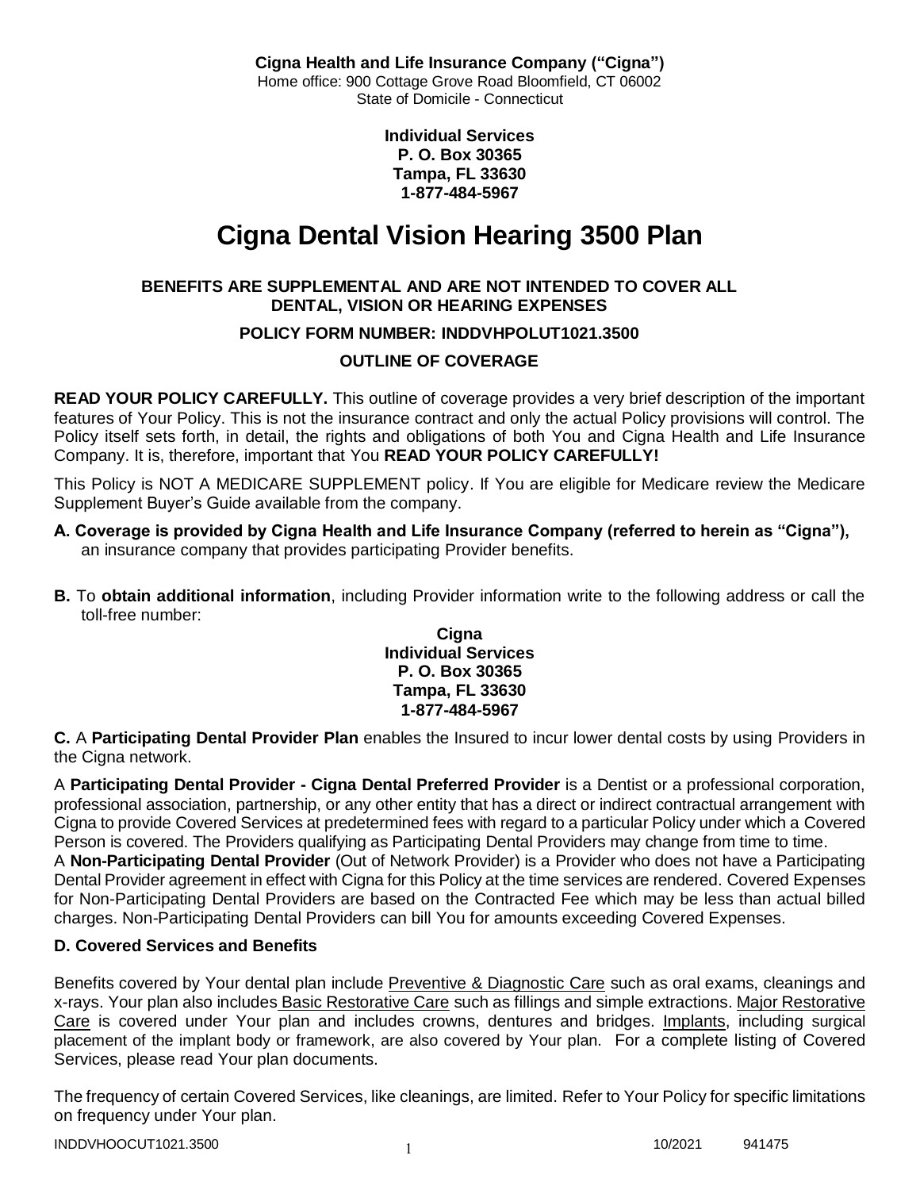**Cigna Health and Life Insurance Company ("Cigna")**
Home office: 900 Cottage Grove Road Bloomfield, CT 06002
State of Domicile - Connecticut

**Individual Services**
**P. O. Box 30365**
**Tampa, FL 33630**
**1-877-484-5967**

# Cigna Dental Vision Hearing 3500 Plan

**BENEFITS ARE SUPPLEMENTAL AND ARE NOT INTENDED TO COVER ALL DENTAL, VISION OR HEARING EXPENSES**

**POLICY FORM NUMBER: INDDVHPOLUT1021.3500**

**OUTLINE OF COVERAGE**

**READ YOUR POLICY CAREFULLY.** This outline of coverage provides a very brief description of the important features of Your Policy. This is not the insurance contract and only the actual Policy provisions will control. The Policy itself sets forth, in detail, the rights and obligations of both You and Cigna Health and Life Insurance Company. It is, therefore, important that You **READ YOUR POLICY CAREFULLY!**

This Policy is NOT A MEDICARE SUPPLEMENT policy. If You are eligible for Medicare review the Medicare Supplement Buyer's Guide available from the company.

**A. Coverage is provided by Cigna Health and Life Insurance Company (referred to herein as "Cigna"),** an insurance company that provides participating Provider benefits.

**B.** To **obtain additional information**, including Provider information write to the following address or call the toll-free number:

**Cigna**
**Individual Services**
**P. O. Box 30365**
**Tampa, FL 33630**
**1-877-484-5967**

**C.** A **Participating Dental Provider Plan** enables the Insured to incur lower dental costs by using Providers in the Cigna network.

A **Participating Dental Provider - Cigna Dental Preferred Provider** is a Dentist or a professional corporation, professional association, partnership, or any other entity that has a direct or indirect contractual arrangement with Cigna to provide Covered Services at predetermined fees with regard to a particular Policy under which a Covered Person is covered. The Providers qualifying as Participating Dental Providers may change from time to time.

A **Non-Participating Dental Provider** (Out of Network Provider) is a Provider who does not have a Participating Dental Provider agreement in effect with Cigna for this Policy at the time services are rendered. Covered Expenses for Non-Participating Dental Providers are based on the Contracted Fee which may be less than actual billed charges. Non-Participating Dental Providers can bill You for amounts exceeding Covered Expenses.

**D. Covered Services and Benefits**

Benefits covered by Your dental plan include Preventive & Diagnostic Care such as oral exams, cleanings and x-rays. Your plan also includes Basic Restorative Care such as fillings and simple extractions. Major Restorative Care is covered under Your plan and includes crowns, dentures and bridges. Implants, including surgical placement of the implant body or framework, are also covered by Your plan. For a complete listing of Covered Services, please read Your plan documents.

The frequency of certain Covered Services, like cleanings, are limited. Refer to Your Policy for specific limitations on frequency under Your plan.

INDDVHOOCUT1021.3500 10/2021 941475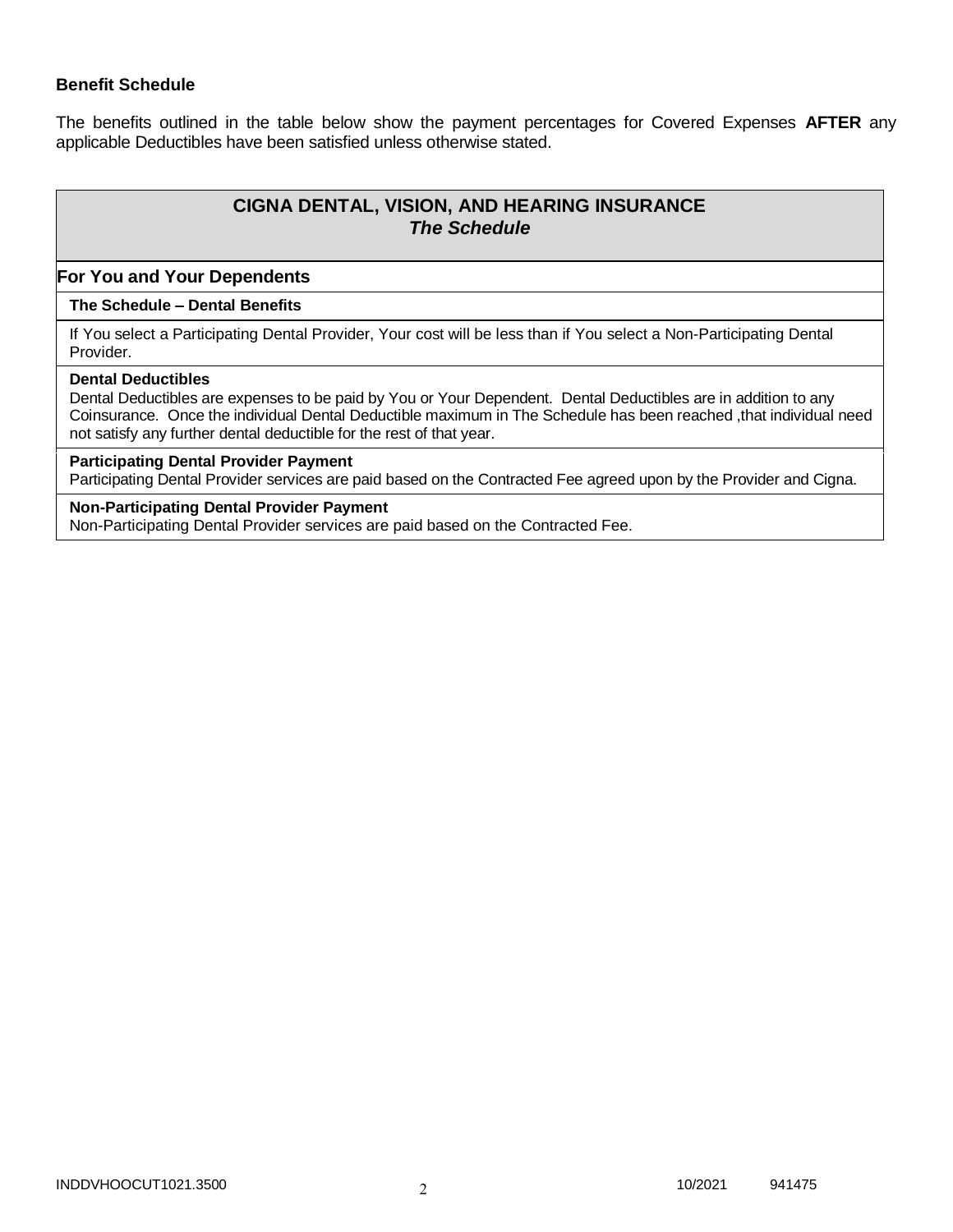**Benefit Schedule**

The benefits outlined in the table below show the payment percentages for Covered Expenses **AFTER** any applicable Deductibles have been satisfied unless otherwise stated.

| **CIGNA DENTAL, VISION, AND HEARING INSURANCE** ***The Schedule*** |
|---|
| **For You and Your Dependents** |
| **The Schedule – Dental Benefits** |
| If You select a Participating Dental Provider, Your cost will be less than if You select a Non-Participating Dental Provider. |
| **Dental Deductibles** Dental Deductibles are expenses to be paid by You or Your Dependent. Dental Deductibles are in addition to any Coinsurance. Once the individual Dental Deductible maximum in The Schedule has been reached ,that individual need not satisfy any further dental deductible for the rest of that year. |
| **Participating Dental Provider Payment** Participating Dental Provider services are paid based on the Contracted Fee agreed upon by the Provider and Cigna. |
| **Non-Participating Dental Provider Payment** Non-Participating Dental Provider services are paid based on the Contracted Fee. |

INDDVHOOCUT1021.3500 10/2021 941475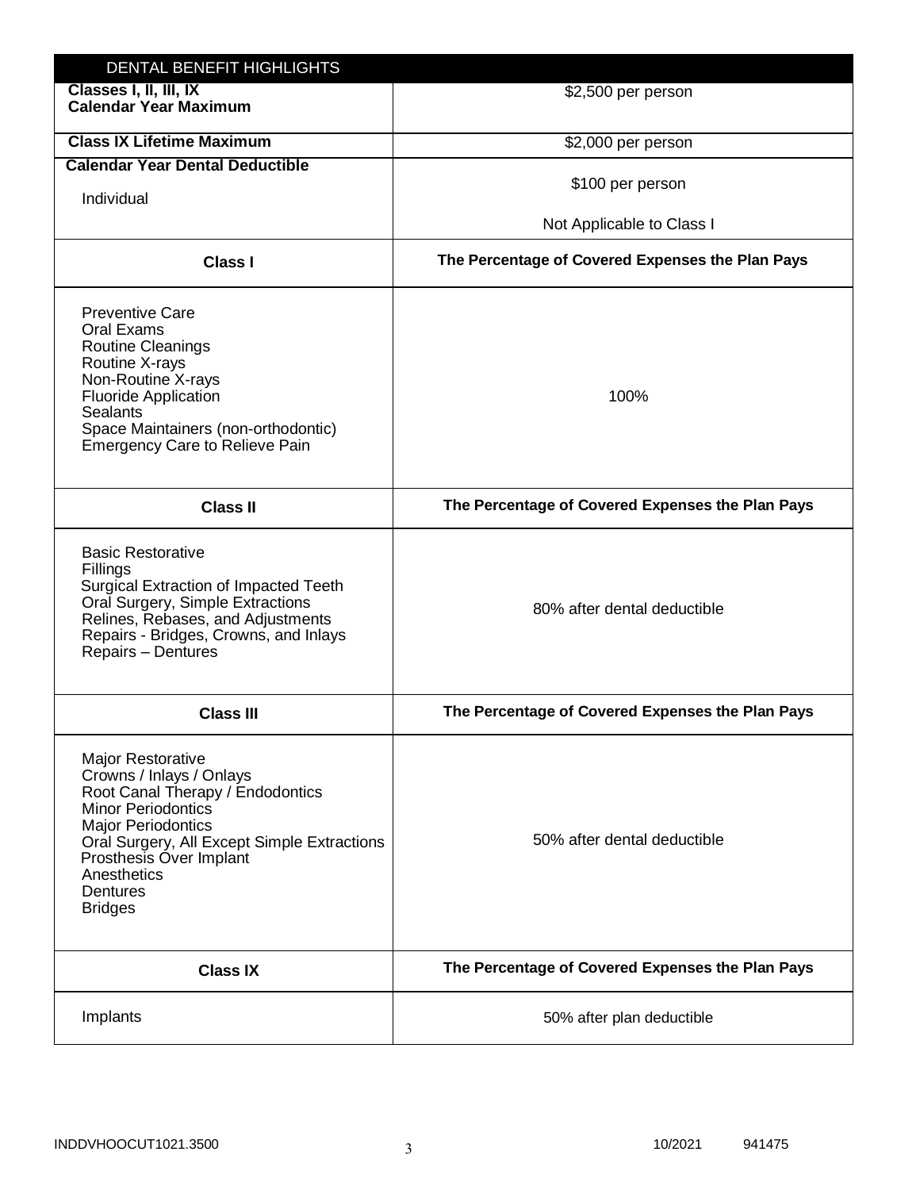| DENTAL BENEFIT HIGHLIGHTS | |
|---|---|
| **Classes I, II, III, IX Calendar Year Maximum** | $2,500 per person |
| **Class IX Lifetime Maximum** | $2,000 per person |
| **Calendar Year Dental Deductible**<br>Individual | $100 per person<br>Not Applicable to Class I |
| **Class I** | **The Percentage of Covered Expenses the Plan Pays** |
| Preventive Care<br>Oral Exams<br>Routine Cleanings<br>Routine X-rays<br>Non-Routine X-rays<br>Fluoride Application<br>Sealants<br>Space Maintainers (non-orthodontic)<br>Emergency Care to Relieve Pain | 100% |
| **Class II** | **The Percentage of Covered Expenses the Plan Pays** |
| Basic Restorative<br>Fillings<br>Surgical Extraction of Impacted Teeth<br>Oral Surgery, Simple Extractions<br>Relines, Rebases, and Adjustments<br>Repairs - Bridges, Crowns, and Inlays<br>Repairs – Dentures | 80% after dental deductible |
| **Class III** | **The Percentage of Covered Expenses the Plan Pays** |
| Major Restorative<br>Crowns / Inlays / Onlays<br>Root Canal Therapy / Endodontics<br>Minor Periodontics<br>Major Periodontics<br>Oral Surgery, All Except Simple Extractions<br>Prosthesis Over Implant<br>Anesthetics<br>Dentures<br>Bridges | 50% after dental deductible |
| **Class IX** | **The Percentage of Covered Expenses the Plan Pays** |
| Implants | 50% after plan deductible |

INDDVHOOCUT1021.3500 10/2021 941475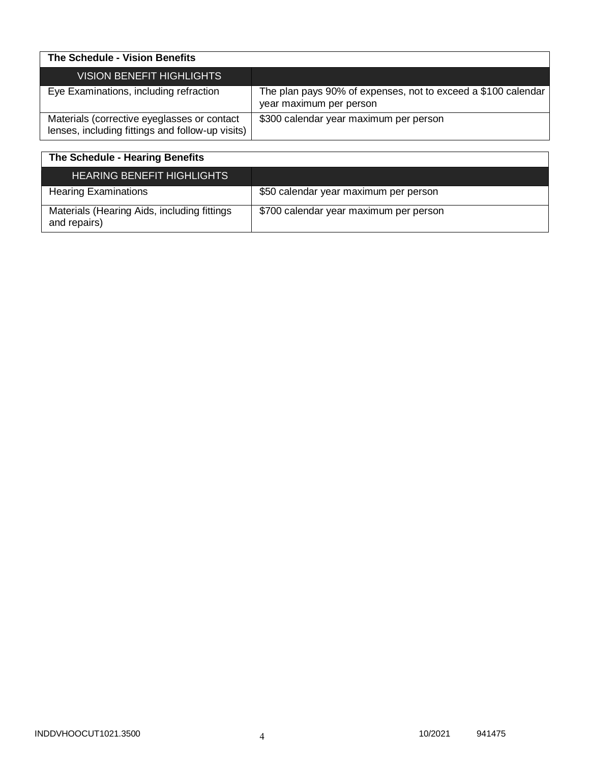| The Schedule - Vision Benefits | |
|---|---|
| VISION BENEFIT HIGHLIGHTS | |
| Eye Examinations, including refraction | The plan pays 90% of expenses, not to exceed a $100 calendar year maximum per person |
| Materials (corrective eyeglasses or contact lenses, including fittings and follow-up visits) | $300 calendar year maximum per person |

| The Schedule - Hearing Benefits | |
|---|---|
| HEARING BENEFIT HIGHLIGHTS | |
| Hearing Examinations | $50 calendar year maximum per person |
| Materials (Hearing Aids, including fittings and repairs) | $700 calendar year maximum per person |

INDDVHOOCUT1021.3500 10/2021 941475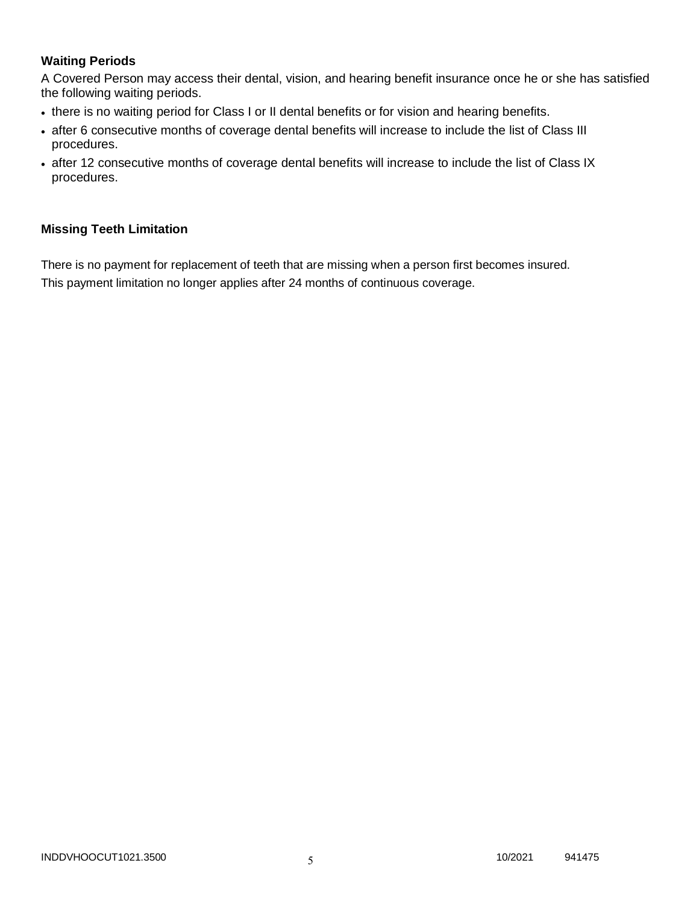### Waiting Periods

A Covered Person may access their dental, vision, and hearing benefit insurance once he or she has satisfied the following waiting periods.

- there is no waiting period for Class I or II dental benefits or for vision and hearing benefits.
- after 6 consecutive months of coverage dental benefits will increase to include the list of Class III procedures.
- after 12 consecutive months of coverage dental benefits will increase to include the list of Class IX procedures.

### Missing Teeth Limitation

There is no payment for replacement of teeth that are missing when a person first becomes insured.
This payment limitation no longer applies after 24 months of continuous coverage.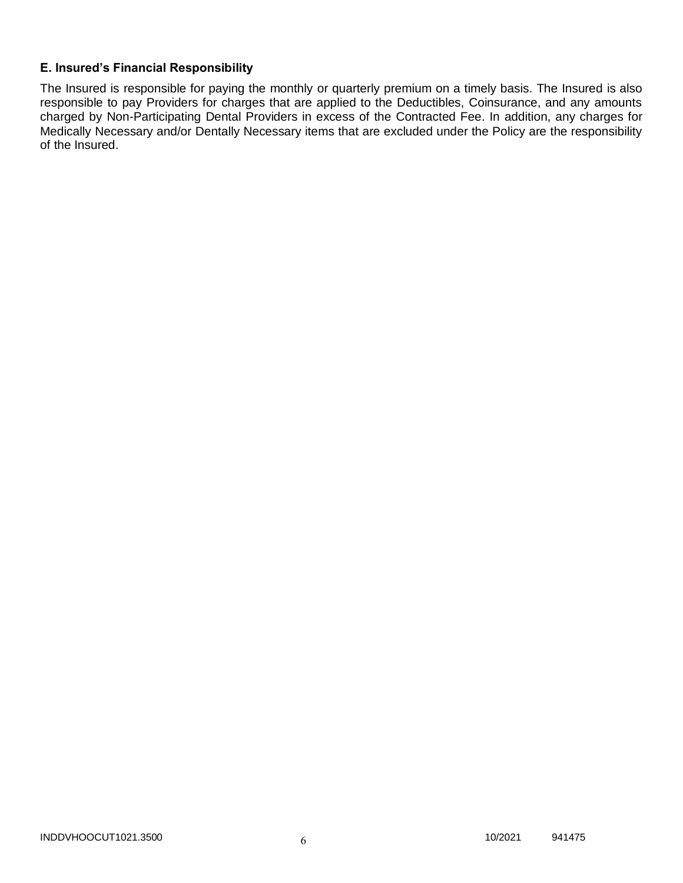### E. Insured's Financial Responsibility

The Insured is responsible for paying the monthly or quarterly premium on a timely basis. The Insured is also responsible to pay Providers for charges that are applied to the Deductibles, Coinsurance, and any amounts charged by Non-Participating Dental Providers in excess of the Contracted Fee. In addition, any charges for Medically Necessary and/or Dentally Necessary items that are excluded under the Policy are the responsibility of the Insured.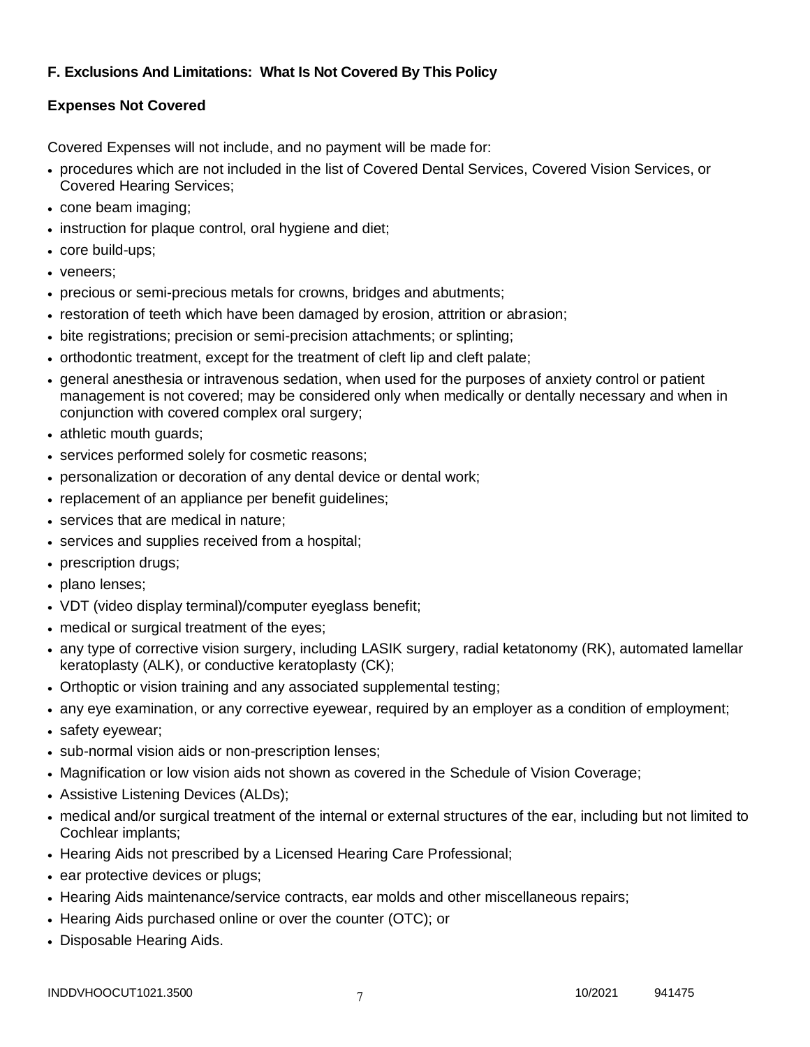**F. Exclusions And Limitations: What Is Not Covered By This Policy**

**Expenses Not Covered**

Covered Expenses will not include, and no payment will be made for:

- procedures which are not included in the list of Covered Dental Services, Covered Vision Services, or Covered Hearing Services;
- cone beam imaging;
- instruction for plaque control, oral hygiene and diet;
- core build-ups;
- veneers;
- precious or semi-precious metals for crowns, bridges and abutments;
- restoration of teeth which have been damaged by erosion, attrition or abrasion;
- bite registrations; precision or semi-precision attachments; or splinting;
- orthodontic treatment, except for the treatment of cleft lip and cleft palate;
- general anesthesia or intravenous sedation, when used for the purposes of anxiety control or patient management is not covered; may be considered only when medically or dentally necessary and when in conjunction with covered complex oral surgery;
- athletic mouth guards;
- services performed solely for cosmetic reasons;
- personalization or decoration of any dental device or dental work;
- replacement of an appliance per benefit guidelines;
- services that are medical in nature;
- services and supplies received from a hospital;
- prescription drugs;
- plano lenses;
- VDT (video display terminal)/computer eyeglass benefit;
- medical or surgical treatment of the eyes;
- any type of corrective vision surgery, including LASIK surgery, radial ketatonomy (RK), automated lamellar keratoplasty (ALK), or conductive keratoplasty (CK);
- Orthoptic or vision training and any associated supplemental testing;
- any eye examination, or any corrective eyewear, required by an employer as a condition of employment;
- safety eyewear;
- sub-normal vision aids or non-prescription lenses;
- Magnification or low vision aids not shown as covered in the Schedule of Vision Coverage;
- Assistive Listening Devices (ALDs);
- medical and/or surgical treatment of the internal or external structures of the ear, including but not limited to Cochlear implants;
- Hearing Aids not prescribed by a Licensed Hearing Care Professional;
- ear protective devices or plugs;
- Hearing Aids maintenance/service contracts, ear molds and other miscellaneous repairs;
- Hearing Aids purchased online or over the counter (OTC); or
- Disposable Hearing Aids.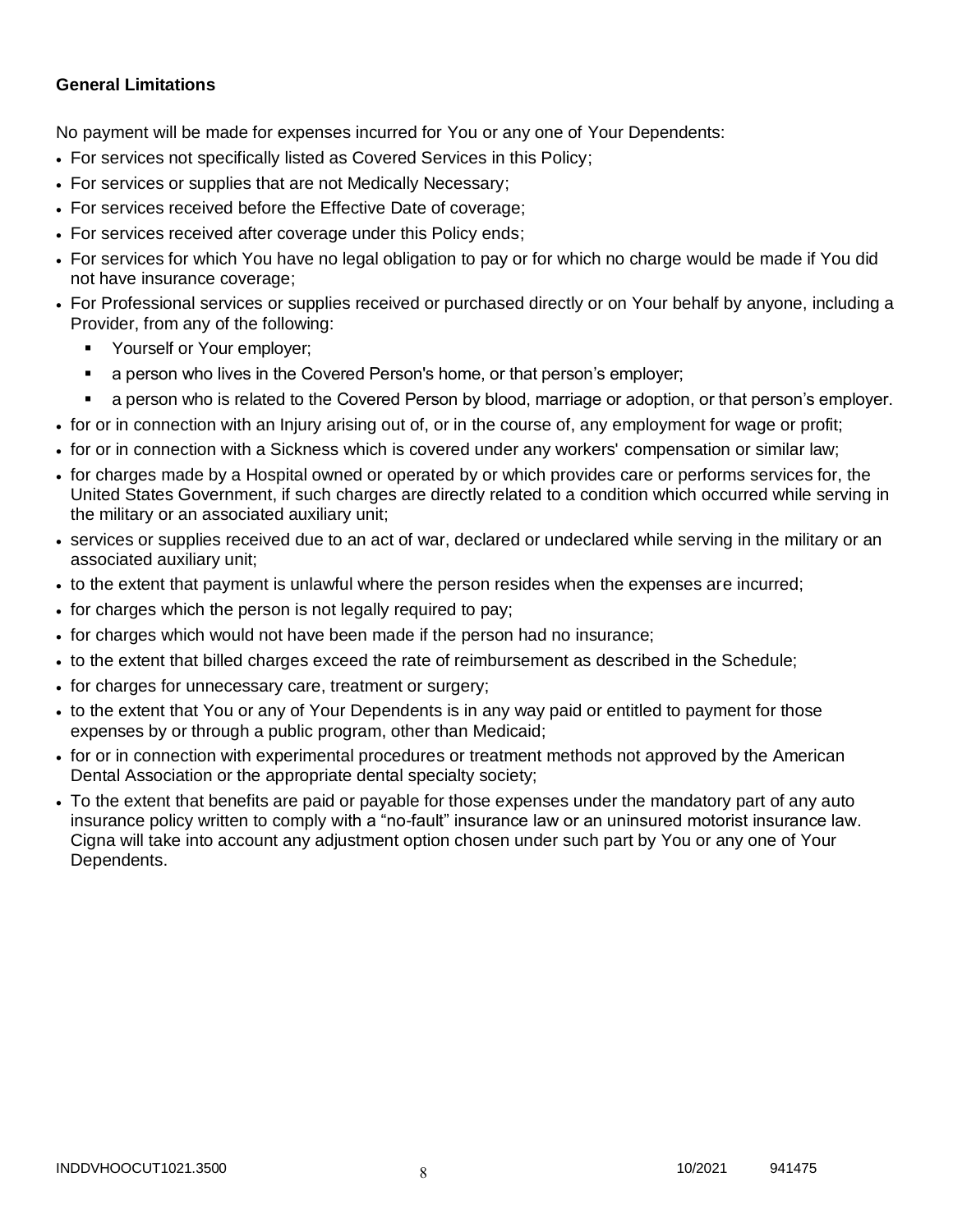### General Limitations

No payment will be made for expenses incurred for You or any one of Your Dependents:

- For services not specifically listed as Covered Services in this Policy;
- For services or supplies that are not Medically Necessary;
- For services received before the Effective Date of coverage;
- For services received after coverage under this Policy ends;
- For services for which You have no legal obligation to pay or for which no charge would be made if You did not have insurance coverage;
- For Professional services or supplies received or purchased directly or on Your behalf by anyone, including a Provider, from any of the following:
  - Yourself or Your employer;
  - a person who lives in the Covered Person's home, or that person's employer;
  - a person who is related to the Covered Person by blood, marriage or adoption, or that person's employer.
- for or in connection with an Injury arising out of, or in the course of, any employment for wage or profit;
- for or in connection with a Sickness which is covered under any workers' compensation or similar law;
- for charges made by a Hospital owned or operated by or which provides care or performs services for, the United States Government, if such charges are directly related to a condition which occurred while serving in the military or an associated auxiliary unit;
- services or supplies received due to an act of war, declared or undeclared while serving in the military or an associated auxiliary unit;
- to the extent that payment is unlawful where the person resides when the expenses are incurred;
- for charges which the person is not legally required to pay;
- for charges which would not have been made if the person had no insurance;
- to the extent that billed charges exceed the rate of reimbursement as described in the Schedule;
- for charges for unnecessary care, treatment or surgery;
- to the extent that You or any of Your Dependents is in any way paid or entitled to payment for those expenses by or through a public program, other than Medicaid;
- for or in connection with experimental procedures or treatment methods not approved by the American Dental Association or the appropriate dental specialty society;
- To the extent that benefits are paid or payable for those expenses under the mandatory part of any auto insurance policy written to comply with a "no-fault" insurance law or an uninsured motorist insurance law. Cigna will take into account any adjustment option chosen under such part by You or any one of Your Dependents.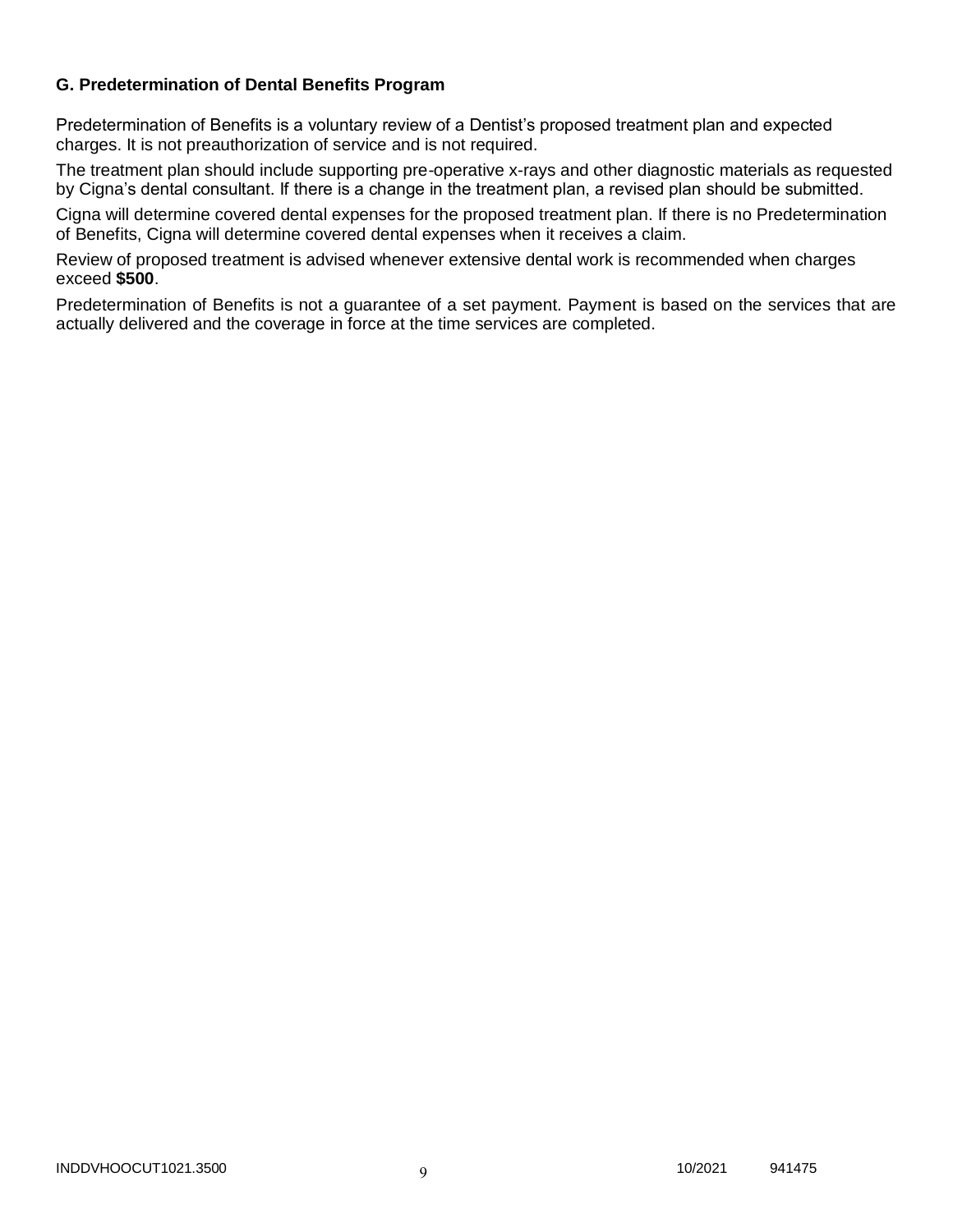### G. Predetermination of Dental Benefits Program

Predetermination of Benefits is a voluntary review of a Dentist's proposed treatment plan and expected charges. It is not preauthorization of service and is not required.

The treatment plan should include supporting pre-operative x-rays and other diagnostic materials as requested by Cigna's dental consultant. If there is a change in the treatment plan, a revised plan should be submitted.

Cigna will determine covered dental expenses for the proposed treatment plan. If there is no Predetermination of Benefits, Cigna will determine covered dental expenses when it receives a claim.

Review of proposed treatment is advised whenever extensive dental work is recommended when charges exceed **$500**.

Predetermination of Benefits is not a guarantee of a set payment. Payment is based on the services that are actually delivered and the coverage in force at the time services are completed.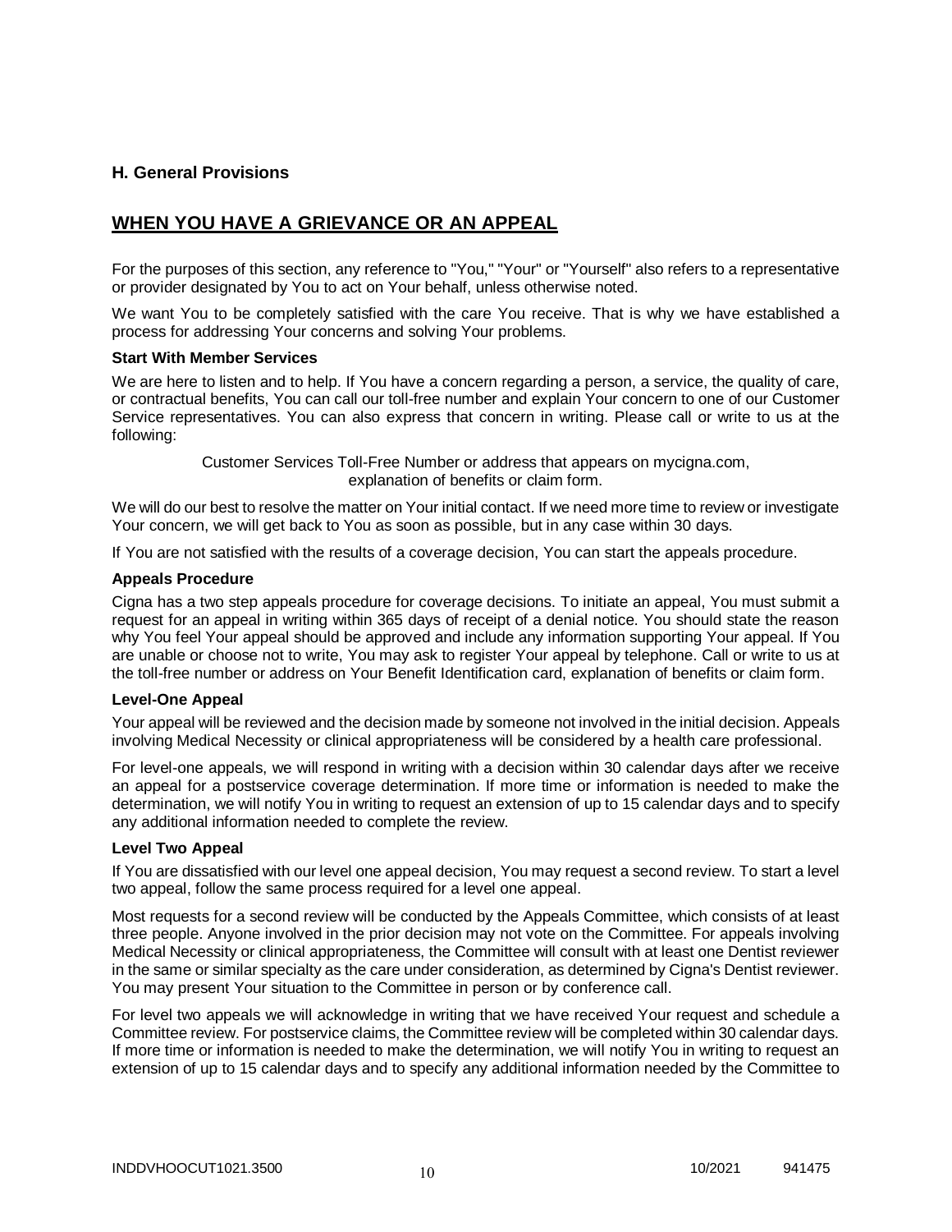## H. General Provisions

## WHEN YOU HAVE A GRIEVANCE OR AN APPEAL

For the purposes of this section, any reference to "You," "Your" or "Yourself" also refers to a representative or provider designated by You to act on Your behalf, unless otherwise noted.

We want You to be completely satisfied with the care You receive. That is why we have established a process for addressing Your concerns and solving Your problems.

**Start With Member Services**

We are here to listen and to help. If You have a concern regarding a person, a service, the quality of care, or contractual benefits, You can call our toll-free number and explain Your concern to one of our Customer Service representatives. You can also express that concern in writing. Please call or write to us at the following:

Customer Services Toll-Free Number or address that appears on mycigna.com, explanation of benefits or claim form.

We will do our best to resolve the matter on Your initial contact. If we need more time to review or investigate Your concern, we will get back to You as soon as possible, but in any case within 30 days.

If You are not satisfied with the results of a coverage decision, You can start the appeals procedure.

**Appeals Procedure**

Cigna has a two step appeals procedure for coverage decisions. To initiate an appeal, You must submit a request for an appeal in writing within 365 days of receipt of a denial notice. You should state the reason why You feel Your appeal should be approved and include any information supporting Your appeal. If You are unable or choose not to write, You may ask to register Your appeal by telephone. Call or write to us at the toll-free number or address on Your Benefit Identification card, explanation of benefits or claim form.

**Level-One Appeal**

Your appeal will be reviewed and the decision made by someone not involved in the initial decision. Appeals involving Medical Necessity or clinical appropriateness will be considered by a health care professional.

For level-one appeals, we will respond in writing with a decision within 30 calendar days after we receive an appeal for a postservice coverage determination. If more time or information is needed to make the determination, we will notify You in writing to request an extension of up to 15 calendar days and to specify any additional information needed to complete the review.

**Level Two Appeal**

If You are dissatisfied with our level one appeal decision, You may request a second review. To start a level two appeal, follow the same process required for a level one appeal.

Most requests for a second review will be conducted by the Appeals Committee, which consists of at least three people. Anyone involved in the prior decision may not vote on the Committee. For appeals involving Medical Necessity or clinical appropriateness, the Committee will consult with at least one Dentist reviewer in the same or similar specialty as the care under consideration, as determined by Cigna's Dentist reviewer. You may present Your situation to the Committee in person or by conference call.

For level two appeals we will acknowledge in writing that we have received Your request and schedule a Committee review. For postservice claims, the Committee review will be completed within 30 calendar days. If more time or information is needed to make the determination, we will notify You in writing to request an extension of up to 15 calendar days and to specify any additional information needed by the Committee to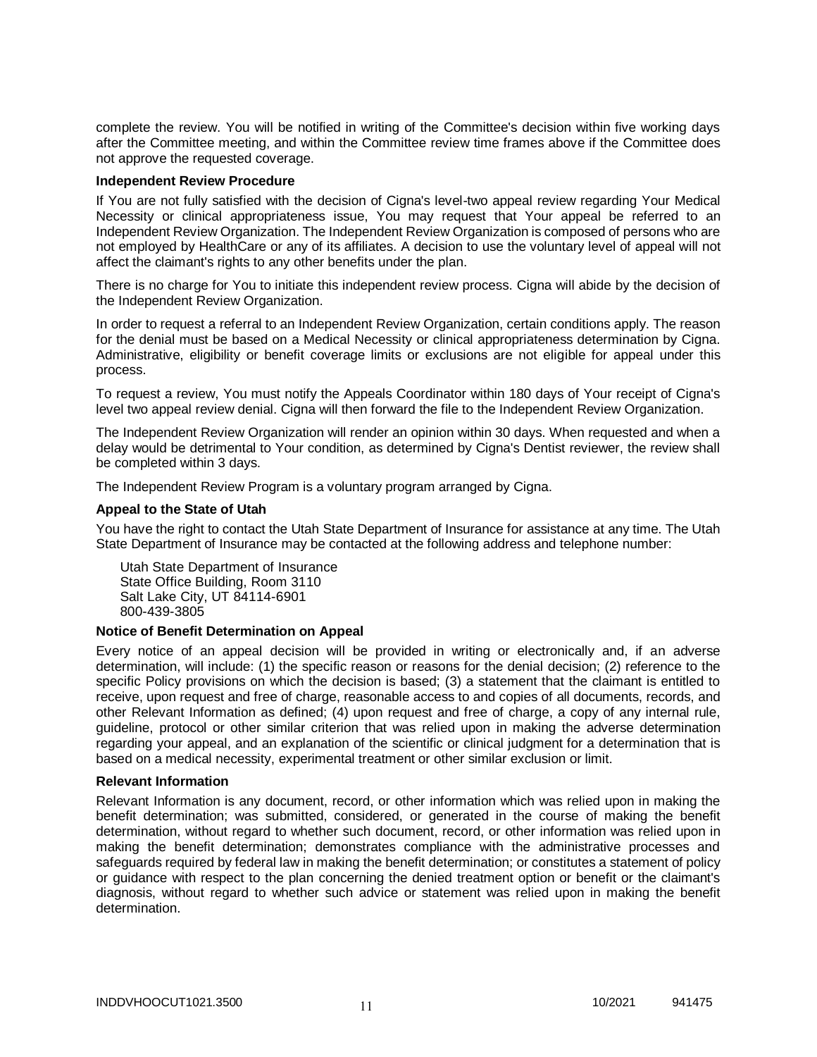complete the review. You will be notified in writing of the Committee's decision within five working days after the Committee meeting, and within the Committee review time frames above if the Committee does not approve the requested coverage.

**Independent Review Procedure**

If You are not fully satisfied with the decision of Cigna's level-two appeal review regarding Your Medical Necessity or clinical appropriateness issue, You may request that Your appeal be referred to an Independent Review Organization. The Independent Review Organization is composed of persons who are not employed by HealthCare or any of its affiliates. A decision to use the voluntary level of appeal will not affect the claimant's rights to any other benefits under the plan.

There is no charge for You to initiate this independent review process. Cigna will abide by the decision of the Independent Review Organization.

In order to request a referral to an Independent Review Organization, certain conditions apply. The reason for the denial must be based on a Medical Necessity or clinical appropriateness determination by Cigna. Administrative, eligibility or benefit coverage limits or exclusions are not eligible for appeal under this process.

To request a review, You must notify the Appeals Coordinator within 180 days of Your receipt of Cigna's level two appeal review denial. Cigna will then forward the file to the Independent Review Organization.

The Independent Review Organization will render an opinion within 30 days. When requested and when a delay would be detrimental to Your condition, as determined by Cigna's Dentist reviewer, the review shall be completed within 3 days.

The Independent Review Program is a voluntary program arranged by Cigna.

**Appeal to the State of Utah**

You have the right to contact the Utah State Department of Insurance for assistance at any time. The Utah State Department of Insurance may be contacted at the following address and telephone number:

Utah State Department of Insurance
State Office Building, Room 3110
Salt Lake City, UT 84114-6901
800-439-3805

**Notice of Benefit Determination on Appeal**

Every notice of an appeal decision will be provided in writing or electronically and, if an adverse determination, will include: (1) the specific reason or reasons for the denial decision; (2) reference to the specific Policy provisions on which the decision is based; (3) a statement that the claimant is entitled to receive, upon request and free of charge, reasonable access to and copies of all documents, records, and other Relevant Information as defined; (4) upon request and free of charge, a copy of any internal rule, guideline, protocol or other similar criterion that was relied upon in making the adverse determination regarding your appeal, and an explanation of the scientific or clinical judgment for a determination that is based on a medical necessity, experimental treatment or other similar exclusion or limit.

**Relevant Information**

Relevant Information is any document, record, or other information which was relied upon in making the benefit determination; was submitted, considered, or generated in the course of making the benefit determination, without regard to whether such document, record, or other information was relied upon in making the benefit determination; demonstrates compliance with the administrative processes and safeguards required by federal law in making the benefit determination; or constitutes a statement of policy or guidance with respect to the plan concerning the denied treatment option or benefit or the claimant's diagnosis, without regard to whether such advice or statement was relied upon in making the benefit determination.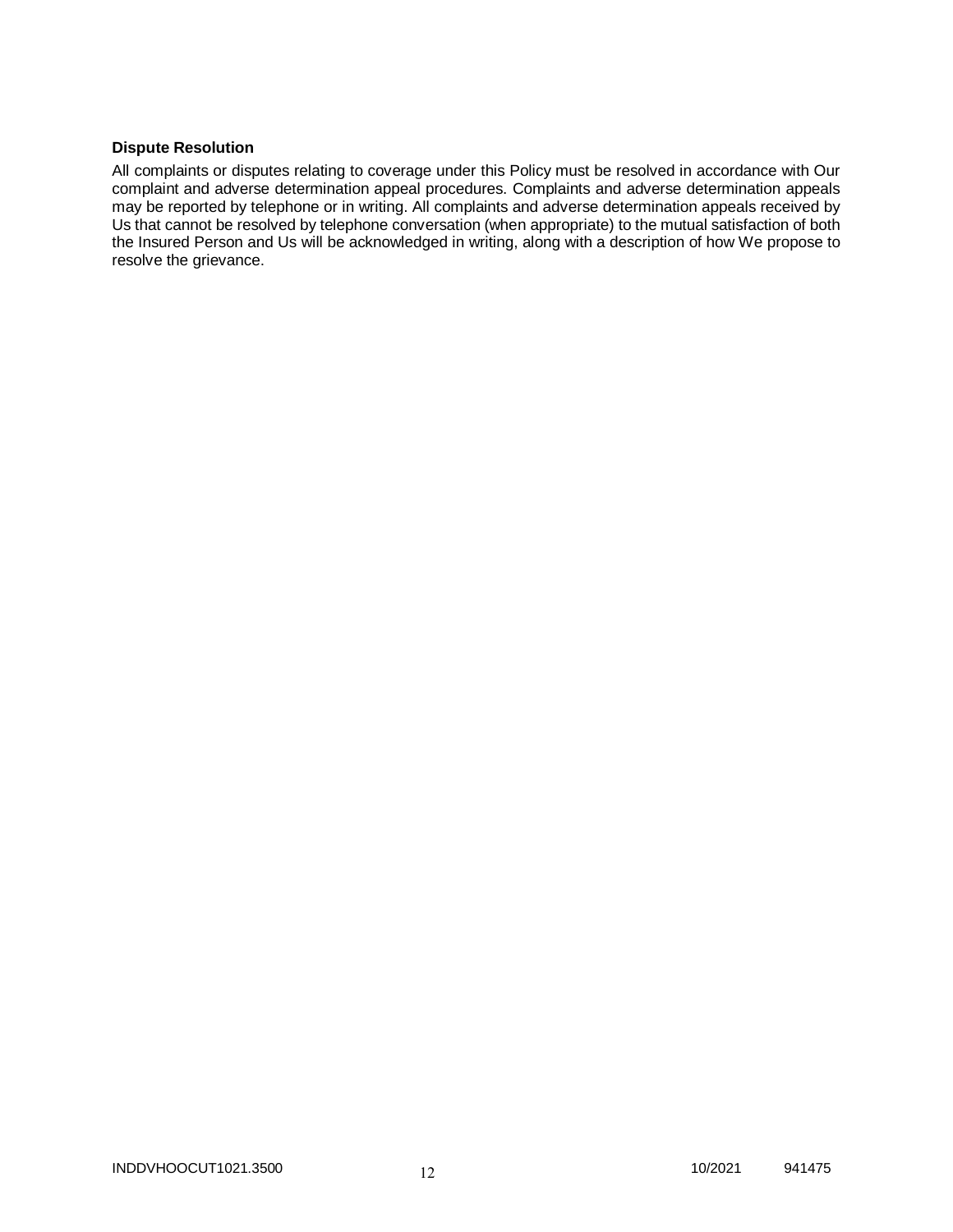**Dispute Resolution**

All complaints or disputes relating to coverage under this Policy must be resolved in accordance with Our complaint and adverse determination appeal procedures. Complaints and adverse determination appeals may be reported by telephone or in writing. All complaints and adverse determination appeals received by Us that cannot be resolved by telephone conversation (when appropriate) to the mutual satisfaction of both the Insured Person and Us will be acknowledged in writing, along with a description of how We propose to resolve the grievance.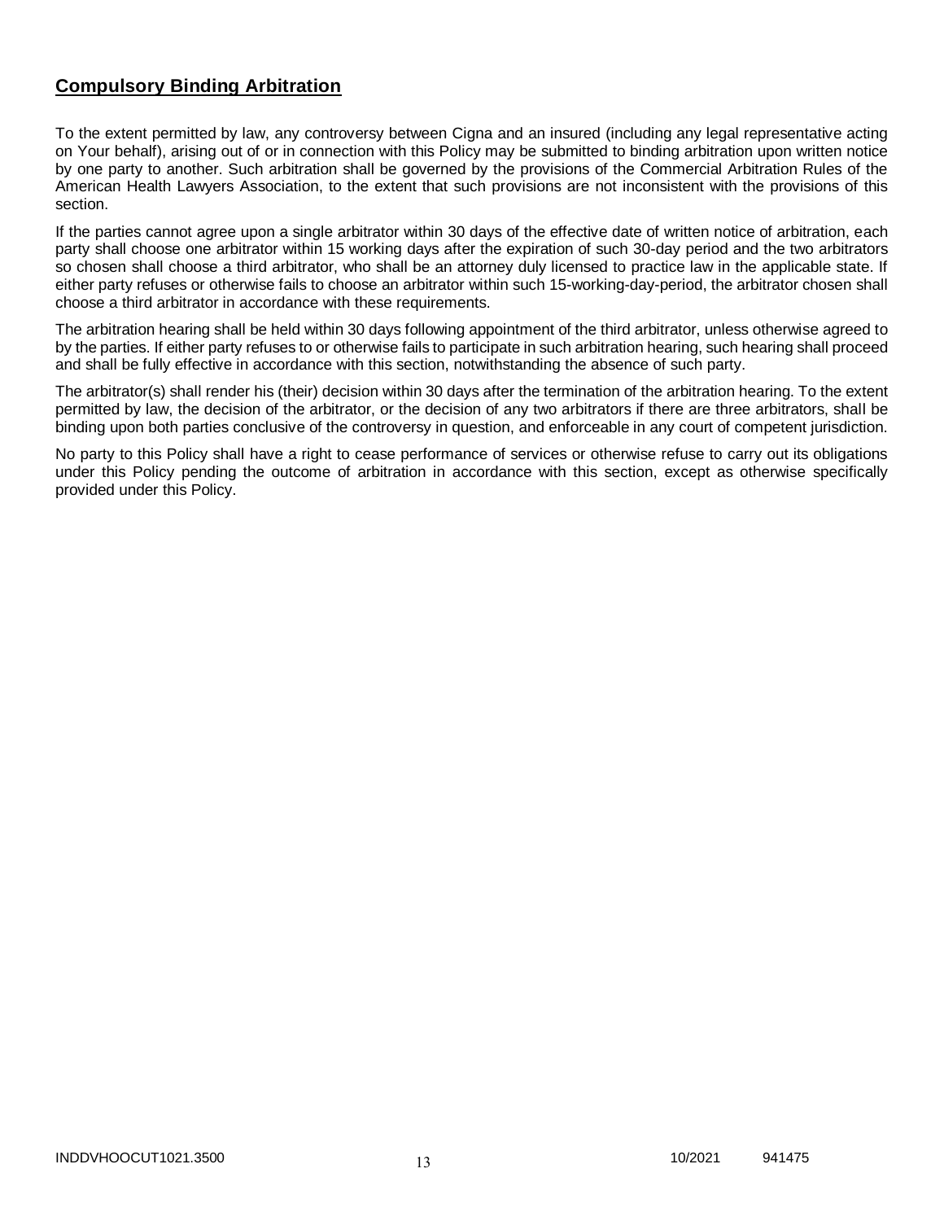## Compulsory Binding Arbitration

To the extent permitted by law, any controversy between Cigna and an insured (including any legal representative acting on Your behalf), arising out of or in connection with this Policy may be submitted to binding arbitration upon written notice by one party to another. Such arbitration shall be governed by the provisions of the Commercial Arbitration Rules of the American Health Lawyers Association, to the extent that such provisions are not inconsistent with the provisions of this section.

If the parties cannot agree upon a single arbitrator within 30 days of the effective date of written notice of arbitration, each party shall choose one arbitrator within 15 working days after the expiration of such 30-day period and the two arbitrators so chosen shall choose a third arbitrator, who shall be an attorney duly licensed to practice law in the applicable state. If either party refuses or otherwise fails to choose an arbitrator within such 15-working-day-period, the arbitrator chosen shall choose a third arbitrator in accordance with these requirements.

The arbitration hearing shall be held within 30 days following appointment of the third arbitrator, unless otherwise agreed to by the parties. If either party refuses to or otherwise fails to participate in such arbitration hearing, such hearing shall proceed and shall be fully effective in accordance with this section, notwithstanding the absence of such party.

The arbitrator(s) shall render his (their) decision within 30 days after the termination of the arbitration hearing. To the extent permitted by law, the decision of the arbitrator, or the decision of any two arbitrators if there are three arbitrators, shall be binding upon both parties conclusive of the controversy in question, and enforceable in any court of competent jurisdiction.

No party to this Policy shall have a right to cease performance of services or otherwise refuse to carry out its obligations under this Policy pending the outcome of arbitration in accordance with this section, except as otherwise specifically provided under this Policy.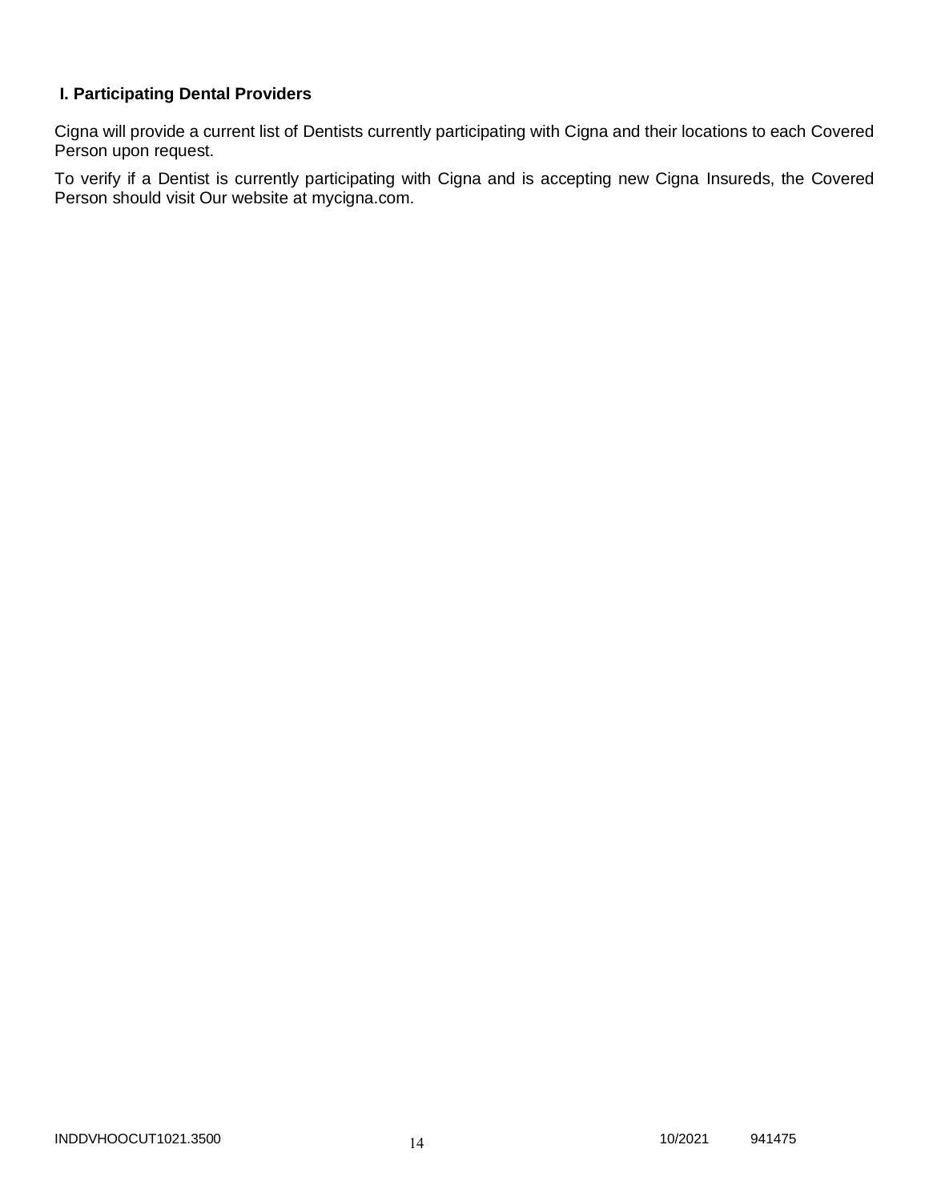## I. Participating Dental Providers

Cigna will provide a current list of Dentists currently participating with Cigna and their locations to each Covered Person upon request.

To verify if a Dentist is currently participating with Cigna and is accepting new Cigna Insureds, the Covered Person should visit Our website at mycigna.com.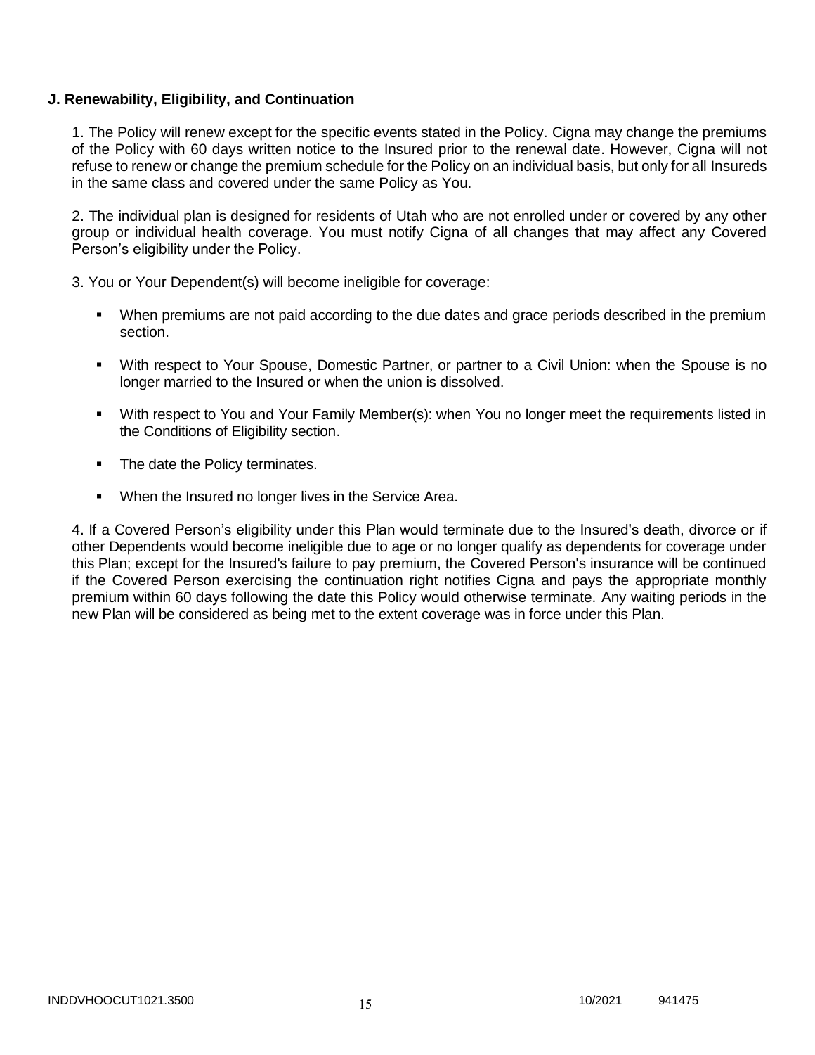**J. Renewability, Eligibility, and Continuation**

1. The Policy will renew except for the specific events stated in the Policy. Cigna may change the premiums of the Policy with 60 days written notice to the Insured prior to the renewal date. However, Cigna will not refuse to renew or change the premium schedule for the Policy on an individual basis, but only for all Insureds in the same class and covered under the same Policy as You.

2. The individual plan is designed for residents of Utah who are not enrolled under or covered by any other group or individual health coverage. You must notify Cigna of all changes that may affect any Covered Person's eligibility under the Policy.

3. You or Your Dependent(s) will become ineligible for coverage:

- When premiums are not paid according to the due dates and grace periods described in the premium section.
- With respect to Your Spouse, Domestic Partner, or partner to a Civil Union: when the Spouse is no longer married to the Insured or when the union is dissolved.
- With respect to You and Your Family Member(s): when You no longer meet the requirements listed in the Conditions of Eligibility section.
- The date the Policy terminates.
- When the Insured no longer lives in the Service Area.

4. If a Covered Person's eligibility under this Plan would terminate due to the Insured's death, divorce or if other Dependents would become ineligible due to age or no longer qualify as dependents for coverage under this Plan; except for the Insured's failure to pay premium, the Covered Person's insurance will be continued if the Covered Person exercising the continuation right notifies Cigna and pays the appropriate monthly premium within 60 days following the date this Policy would otherwise terminate. Any waiting periods in the new Plan will be considered as being met to the extent coverage was in force under this Plan.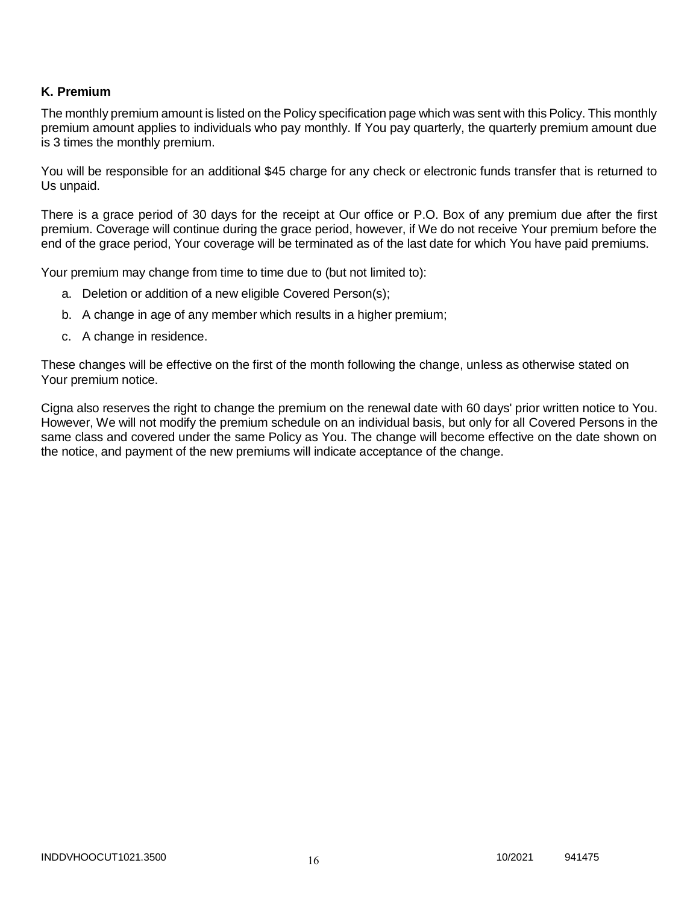### K. Premium

The monthly premium amount is listed on the Policy specification page which was sent with this Policy. This monthly premium amount applies to individuals who pay monthly. If You pay quarterly, the quarterly premium amount due is 3 times the monthly premium.

You will be responsible for an additional $45 charge for any check or electronic funds transfer that is returned to Us unpaid.

There is a grace period of 30 days for the receipt at Our office or P.O. Box of any premium due after the first premium. Coverage will continue during the grace period, however, if We do not receive Your premium before the end of the grace period, Your coverage will be terminated as of the last date for which You have paid premiums.

Your premium may change from time to time due to (but not limited to):

a. Deletion or addition of a new eligible Covered Person(s);
b. A change in age of any member which results in a higher premium;
c. A change in residence.

These changes will be effective on the first of the month following the change, unless as otherwise stated on Your premium notice.

Cigna also reserves the right to change the premium on the renewal date with 60 days' prior written notice to You. However, We will not modify the premium schedule on an individual basis, but only for all Covered Persons in the same class and covered under the same Policy as You. The change will become effective on the date shown on the notice, and payment of the new premiums will indicate acceptance of the change.